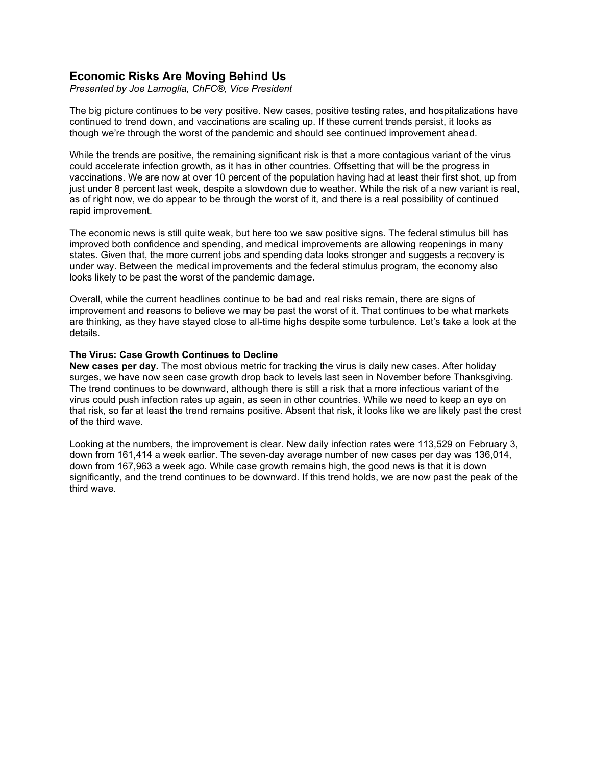# Economic Risks Are Moving Behind Us

*Presented by Joe Lamoglia, ChFC®, Vice President*

The big picture continues to be very positive. New cases, positive testing rates, and hospitalizations have continued to trend down, and vaccinations are scaling up. If these current trends persist, it looks as though we're through the worst of the pandemic and should see continued improvement ahead.

While the trends are positive, the remaining significant risk is that a more contagious variant of the virus could accelerate infection growth, as it has in other countries. Offsetting that will be the progress in vaccinations. We are now at over 10 percent of the population having had at least their first shot, up from just under 8 percent last week, despite a slowdown due to weather. While the risk of a new variant is real, as of right now, we do appear to be through the worst of it, and there is a real possibility of continued rapid improvement.

The economic news is still quite weak, but here too we saw positive signs. The federal stimulus bill has improved both confidence and spending, and medical improvements are allowing reopenings in many states. Given that, the more current jobs and spending data looks stronger and suggests a recovery is under way. Between the medical improvements and the federal stimulus program, the economy also looks likely to be past the worst of the pandemic damage.

Overall, while the current headlines continue to be bad and real risks remain, there are signs of improvement and reasons to believe we may be past the worst of it. That continues to be what markets are thinking, as they have stayed close to all-time highs despite some turbulence. Let's take a look at the details.

### The Virus: Case Growth Continues to Decline

**New cases per day.** The most obvious metric for tracking the virus is daily new cases. After holiday surges, we have now seen case growth drop back to levels last seen in November before Thanksgiving. The trend continues to be downward, although there is still a risk that a more infectious variant of the virus could push infection rates up again, as seen in other countries. While we need to keep an eye on that risk, so far at least the trend remains positive. Absent that risk, it looks like we are likely past the crest of the third wave.

Looking at the numbers, the improvement is clear. New daily infection rates were 113,529 on February 3, down from 161,414 a week earlier. The seven-day average number of new cases per day was 136,014, down from 167,963 a week ago. While case growth remains high, the good news is that it is down significantly, and the trend continues to be downward. If this trend holds, we are now past the peak of the third wave.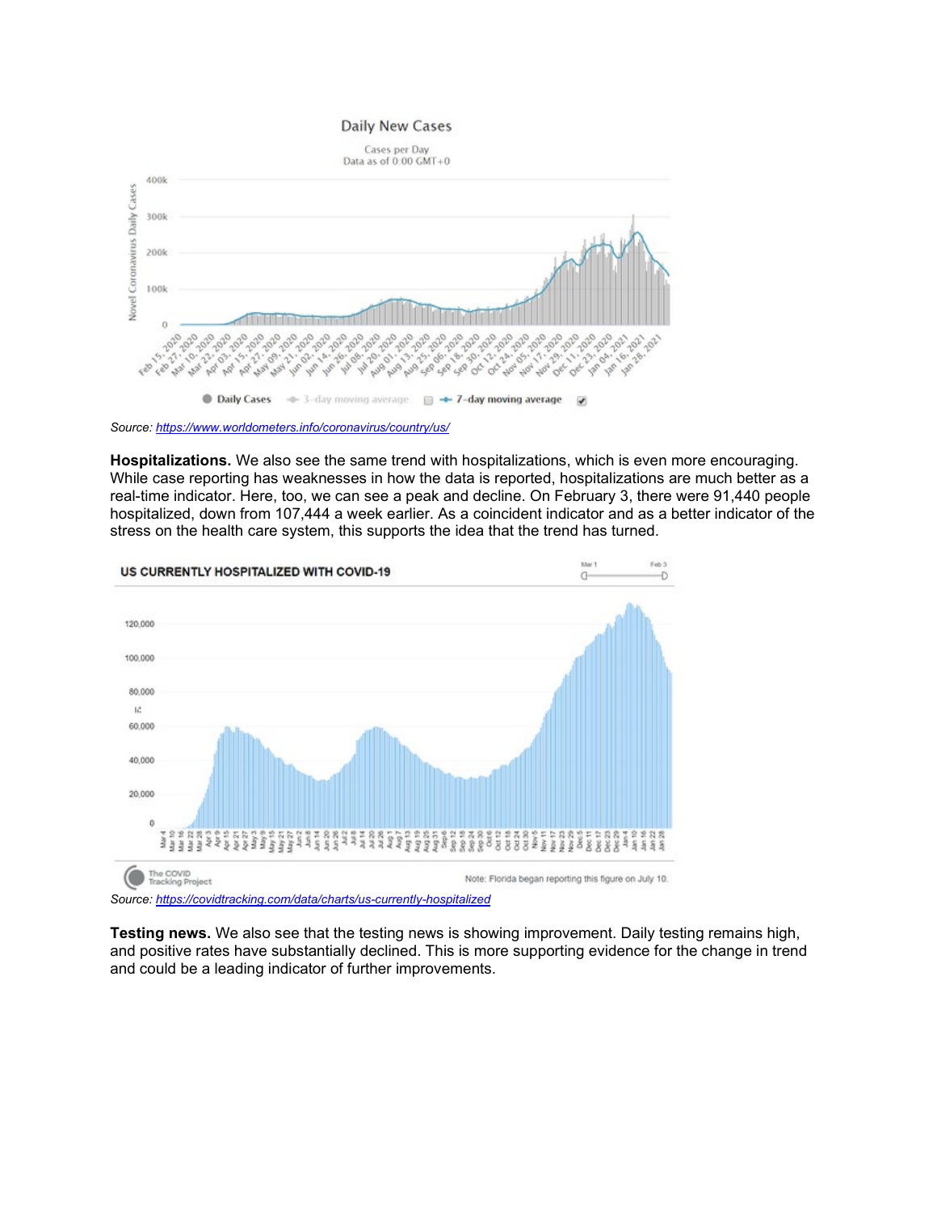Source: *https://www.worldometers.info/coronavirus/country/us/*

**Hospitalizations.** We also see the same trend with hospitalizations, which is even more encouraging. While case reporting has weaknesses in how the data is reported, hospitalizations are much better as a real-time indicator. Here, too, we can see a peak and decline. On February 3, there were 91,440 people hospitalized, down from 107,444 a week earlier. As a coincident indicator and as a better indicator of the stress on the health care system, this supports the idea that the trend has turned.

Source: *https://covidtracking.com/data/charts/us-currently-hospitalized*

**Testing news.** We also see that the testing news is showing improvement. Daily testing remains high, and positive rates have substantially declined. This is more supporting evidence for the change in trend and could be a leading indicator of further improvements.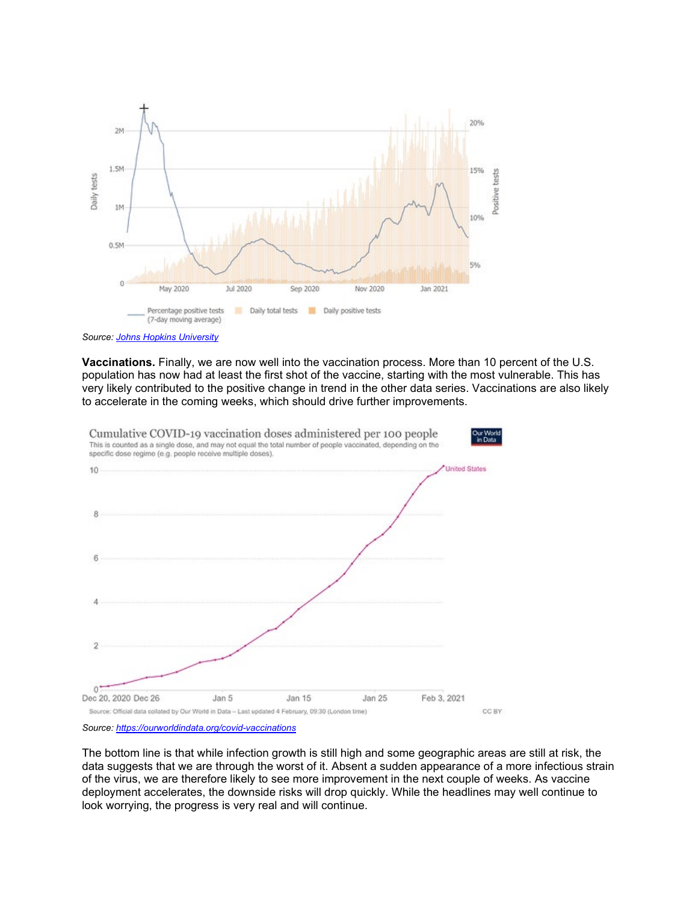Source: *[Johns Hopkins University](#)*

**Vaccinations.** Finally, we are now well into the vaccination process. More than 10 percent of the U.S. population has now had at least the first shot of the vaccine, starting with the most vulnerable. This has very likely contributed to the positive change in trend in the other data series. Vaccinations are also likely to accelerate in the coming weeks, which should drive further improvements.

Source: *[https://ourworldindata.org/covid-vaccinations](https://ourworldindata.org/covid-vaccinations)*

The bottom line is that while infection growth is still high and some geographic areas are still at risk, the data suggests that we are through the worst of it. Absent a sudden appearance of a more infectious strain of the virus, we are therefore likely to see more improvement in the next couple of weeks. As vaccine deployment accelerates, the downside risks will drop quickly. While the headlines may well continue to look worrying, the progress is very real and will continue.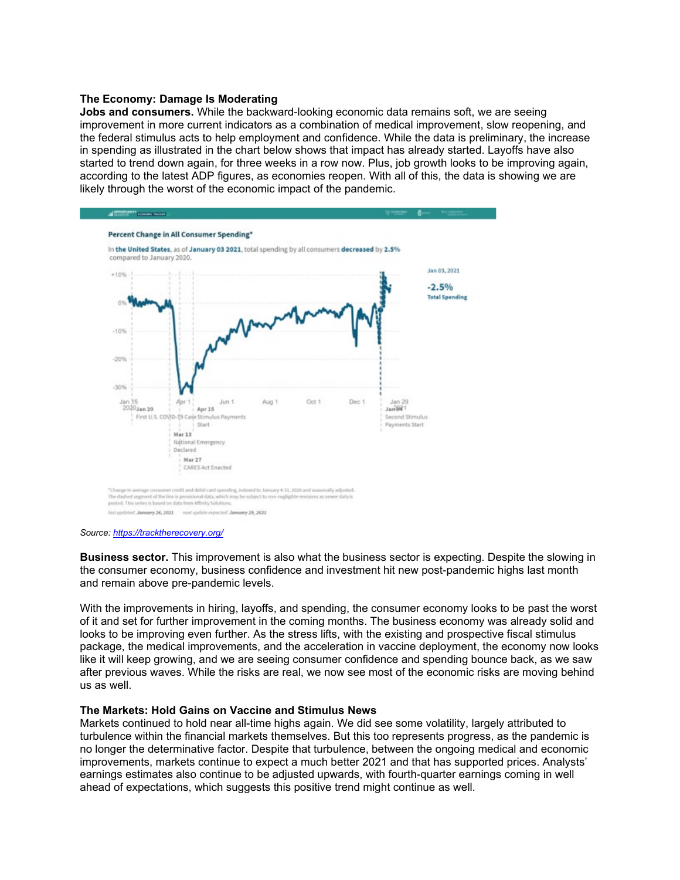**The Economy: Damage Is Moderating**

**Jobs and consumers.** While the backward-looking economic data remains soft, we are seeing improvement in more current indicators as a combination of medical improvement, slow reopening, and the federal stimulus acts to help employment and confidence. While the data is preliminary, the increase in spending as illustrated in the chart below shows that impact has already started. Layoffs have also started to trend down again, for three weeks in a row now. Plus, job growth looks to be improving again, according to the latest ADP figures, as economies reopen. With all of this, the data is showing we are likely through the worst of the economic impact of the pandemic.

Source: https://tracktherecovery.org/

**Business sector.** This improvement is also what the business sector is expecting. Despite the slowing in the consumer economy, business confidence and investment hit new post-pandemic highs last month and remain above pre-pandemic levels.

With the improvements in hiring, layoffs, and spending, the consumer economy looks to be past the worst of it and set for further improvement in the coming months. The business economy was already solid and looks to be improving even further. As the stress lifts, with the existing and prospective fiscal stimulus package, the medical improvements, and the acceleration in vaccine deployment, the economy now looks like it will keep growing, and we are seeing consumer confidence and spending bounce back, as we saw after previous waves. While the risks are real, we now see most of the economic risks are moving behind us as well.

**The Markets: Hold Gains on Vaccine and Stimulus News**

Markets continued to hold near all-time highs again. We did see some volatility, largely attributed to turbulence within the financial markets themselves. But this too represents progress, as the pandemic is no longer the determinative factor. Despite that turbulence, between the ongoing medical and economic improvements, markets continue to expect a much better 2021 and that has supported prices. Analysts' earnings estimates also continue to be adjusted upwards, with fourth-quarter earnings coming in well ahead of expectations, which suggests this positive trend might continue as well.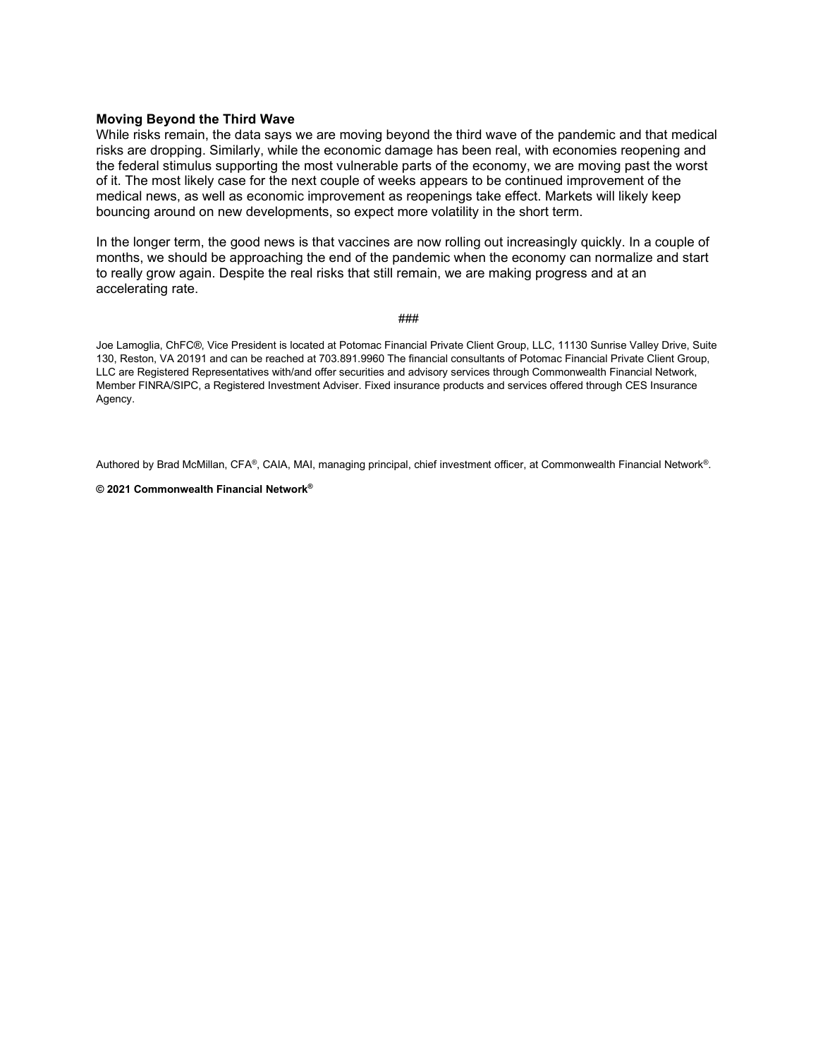**Moving Beyond the Third Wave**

While risks remain, the data says we are moving beyond the third wave of the pandemic and that medical risks are dropping. Similarly, while the economic damage has been real, with economies reopening and the federal stimulus supporting the most vulnerable parts of the economy, we are moving past the worst of it. The most likely case for the next couple of weeks appears to be continued improvement of the medical news, as well as economic improvement as reopenings take effect. Markets will likely keep bouncing around on new developments, so expect more volatility in the short term.

In the longer term, the good news is that vaccines are now rolling out increasingly quickly. In a couple of months, we should be approaching the end of the pandemic when the economy can normalize and start to really grow again. Despite the real risks that still remain, we are making progress and at an accelerating rate.

###

Joe Lamoglia, ChFC®, Vice President is located at Potomac Financial Private Client Group, LLC, 11130 Sunrise Valley Drive, Suite 130, Reston, VA 20191 and can be reached at 703.891.9960 The financial consultants of Potomac Financial Private Client Group, LLC are Registered Representatives with/and offer securities and advisory services through Commonwealth Financial Network, Member FINRA/SIPC, a Registered Investment Adviser. Fixed insurance products and services offered through CES Insurance Agency.

Authored by Brad McMillan, CFA®, CAIA, MAI, managing principal, chief investment officer, at Commonwealth Financial Network®.

**© 2021 Commonwealth Financial Network®**